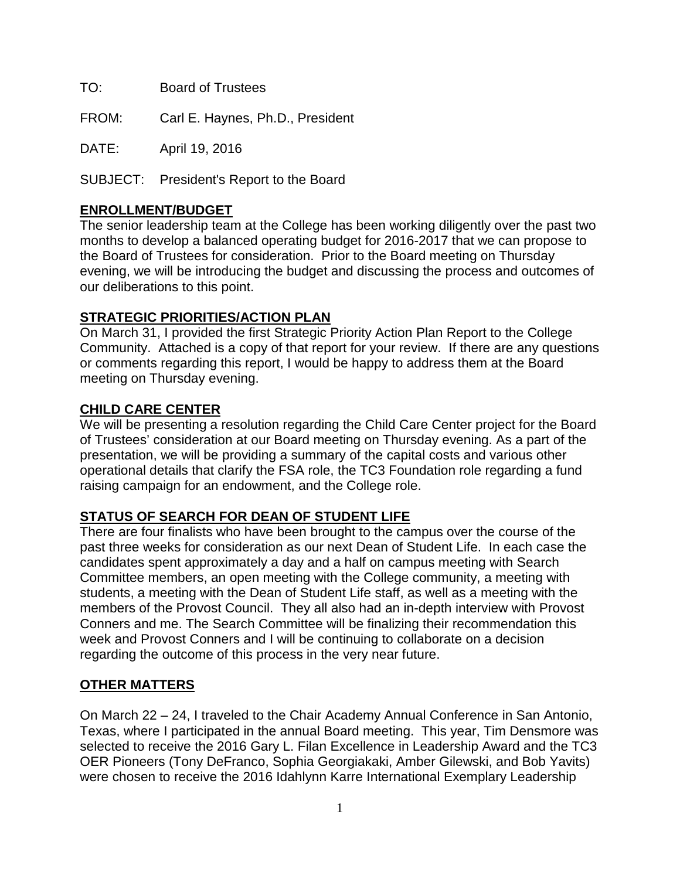TO: Board of Trustees

FROM: Carl E. Haynes, Ph.D., President

DATE: April 19, 2016

SUBJECT: President's Report to the Board

## ENROLLMENT/BUDGET

The senior leadership team at the College has been working diligently over the past two months to develop a balanced operating budget for 2016-2017 that we can propose to the Board of Trustees for consideration. Prior to the Board meeting on Thursday evening, we will be introducing the budget and discussing the process and outcomes of our deliberations to this point.

## STRATEGIC PRIORITIES/ACTION PLAN

On March 31, I provided the first Strategic Priority Action Plan Report to the College Community. Attached is a copy of that report for your review. If there are any questions or comments regarding this report, I would be happy to address them at the Board meeting on Thursday evening.

## CHILD CARE CENTER

We will be presenting a resolution regarding the Child Care Center project for the Board of Trustees' consideration at our Board meeting on Thursday evening. As a part of the presentation, we will be providing a summary of the capital costs and various other operational details that clarify the FSA role, the TC3 Foundation role regarding a fund raising campaign for an endowment, and the College role.

## STATUS OF SEARCH FOR DEAN OF STUDENT LIFE

There are four finalists who have been brought to the campus over the course of the past three weeks for consideration as our next Dean of Student Life. In each case the candidates spent approximately a day and a half on campus meeting with Search Committee members, an open meeting with the College community, a meeting with students, a meeting with the Dean of Student Life staff, as well as a meeting with the members of the Provost Council. They all also had an in-depth interview with Provost Conners and me. The Search Committee will be finalizing their recommendation this week and Provost Conners and I will be continuing to collaborate on a decision regarding the outcome of this process in the very near future.

## OTHER MATTERS

On March 22 – 24, I traveled to the Chair Academy Annual Conference in San Antonio, Texas, where I participated in the annual Board meeting. This year, Tim Densmore was selected to receive the 2016 Gary L. Filan Excellence in Leadership Award and the TC3 OER Pioneers (Tony DeFranco, Sophia Georgiakaki, Amber Gilewski, and Bob Yavits) were chosen to receive the 2016 Idahlynn Karre International Exemplary Leadership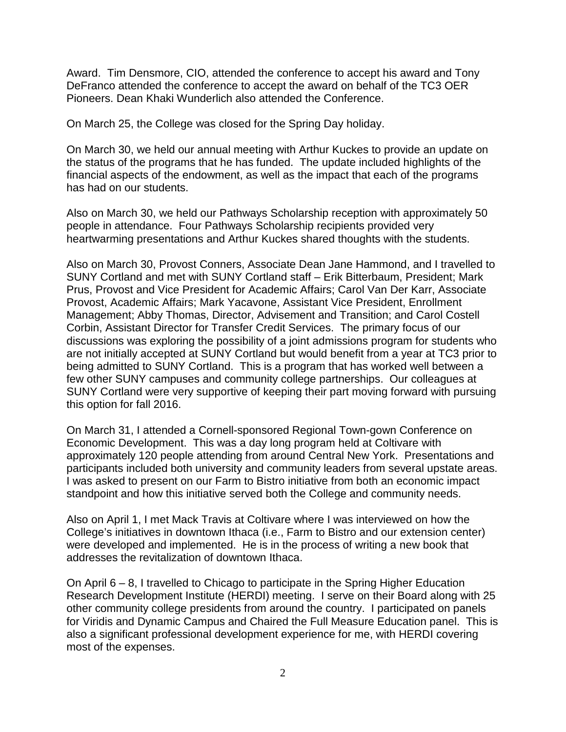Award. Tim Densmore, CIO, attended the conference to accept his award and Tony DeFranco attended the conference to accept the award on behalf of the TC3 OER Pioneers. Dean Khaki Wunderlich also attended the Conference.

On March 25, the College was closed for the Spring Day holiday.

On March 30, we held our annual meeting with Arthur Kuckes to provide an update on the status of the programs that he has funded. The update included highlights of the financial aspects of the endowment, as well as the impact that each of the programs has had on our students.

Also on March 30, we held our Pathways Scholarship reception with approximately 50 people in attendance. Four Pathways Scholarship recipients provided very heartwarming presentations and Arthur Kuckes shared thoughts with the students.

Also on March 30, Provost Conners, Associate Dean Jane Hammond, and I travelled to SUNY Cortland and met with SUNY Cortland staff – Erik Bitterbaum, President; Mark Prus, Provost and Vice President for Academic Affairs; Carol Van Der Karr, Associate Provost, Academic Affairs; Mark Yacavone, Assistant Vice President, Enrollment Management; Abby Thomas, Director, Advisement and Transition; and Carol Costell Corbin, Assistant Director for Transfer Credit Services. The primary focus of our discussions was exploring the possibility of a joint admissions program for students who are not initially accepted at SUNY Cortland but would benefit from a year at TC3 prior to being admitted to SUNY Cortland. This is a program that has worked well between a few other SUNY campuses and community college partnerships. Our colleagues at SUNY Cortland were very supportive of keeping their part moving forward with pursuing this option for fall 2016.

On March 31, I attended a Cornell-sponsored Regional Town-gown Conference on Economic Development. This was a day long program held at Coltivare with approximately 120 people attending from around Central New York. Presentations and participants included both university and community leaders from several upstate areas. I was asked to present on our Farm to Bistro initiative from both an economic impact standpoint and how this initiative served both the College and community needs.

Also on April 1, I met Mack Travis at Coltivare where I was interviewed on how the College's initiatives in downtown Ithaca (i.e., Farm to Bistro and our extension center) were developed and implemented. He is in the process of writing a new book that addresses the revitalization of downtown Ithaca.

On April 6 – 8, I travelled to Chicago to participate in the Spring Higher Education Research Development Institute (HERDI) meeting. I serve on their Board along with 25 other community college presidents from around the country. I participated on panels for Viridis and Dynamic Campus and Chaired the Full Measure Education panel. This is also a significant professional development experience for me, with HERDI covering most of the expenses.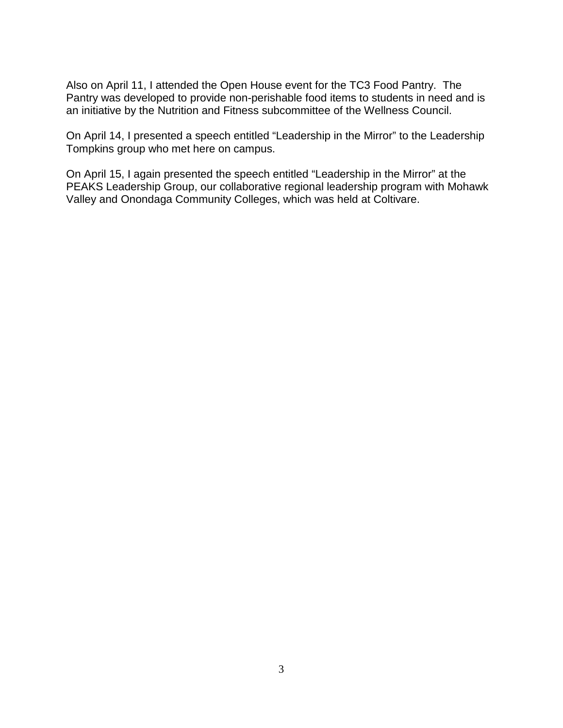Also on April 11, I attended the Open House event for the TC3 Food Pantry. The Pantry was developed to provide non-perishable food items to students in need and is an initiative by the Nutrition and Fitness subcommittee of the Wellness Council.

On April 14, I presented a speech entitled "Leadership in the Mirror" to the Leadership Tompkins group who met here on campus.

On April 15, I again presented the speech entitled "Leadership in the Mirror" at the PEAKS Leadership Group, our collaborative regional leadership program with Mohawk Valley and Onondaga Community Colleges, which was held at Coltivare.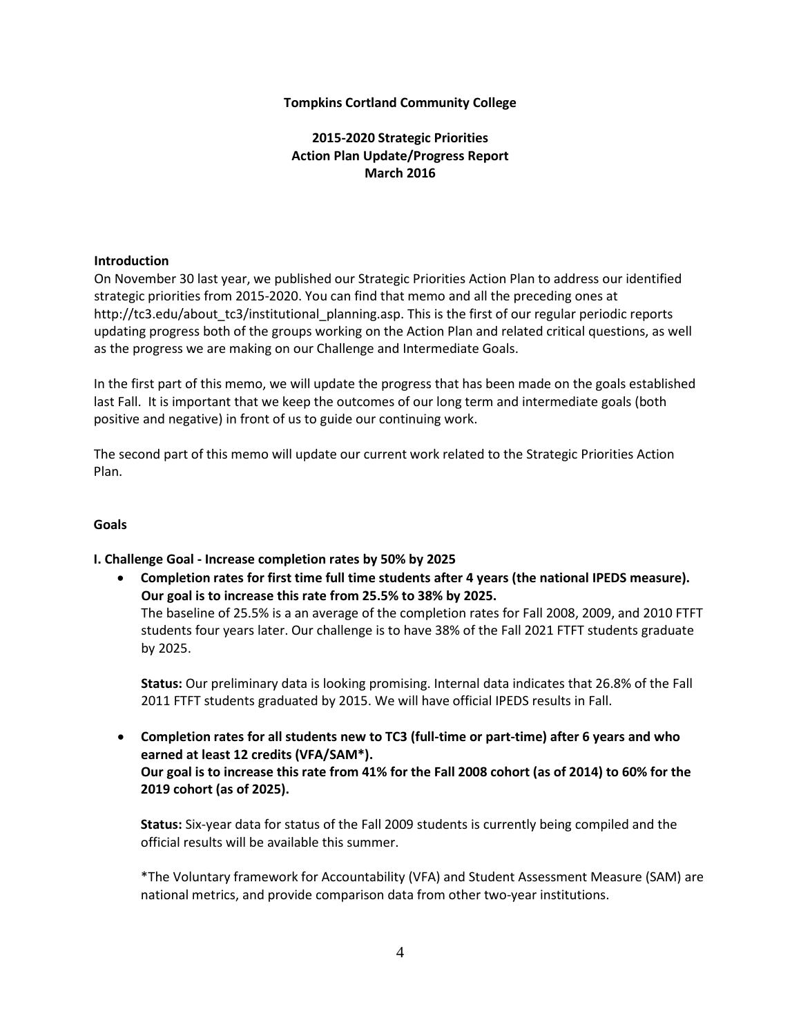**Tompkins Cortland Community College**

**2015-2020 Strategic Priorities**
**Action Plan Update/Progress Report**
**March 2016**

**Introduction**

On November 30 last year, we published our Strategic Priorities Action Plan to address our identified strategic priorities from 2015-2020. You can find that memo and all the preceding ones at http://tc3.edu/about_tc3/institutional_planning.asp. This is the first of our regular periodic reports updating progress both of the groups working on the Action Plan and related critical questions, as well as the progress we are making on our Challenge and Intermediate Goals.

In the first part of this memo, we will update the progress that has been made on the goals established last Fall. It is important that we keep the outcomes of our long term and intermediate goals (both positive and negative) in front of us to guide our continuing work.

The second part of this memo will update our current work related to the Strategic Priorities Action Plan.

**Goals**

**I. Challenge Goal - Increase completion rates by 50% by 2025**

- **Completion rates for first time full time students after 4 years (the national IPEDS measure). Our goal is to increase this rate from 25.5% to 38% by 2025.**
  The baseline of 25.5% is a an average of the completion rates for Fall 2008, 2009, and 2010 FTFT students four years later. Our challenge is to have 38% of the Fall 2021 FTFT students graduate by 2025.

  **Status:** Our preliminary data is looking promising. Internal data indicates that 26.8% of the Fall 2011 FTFT students graduated by 2015. We will have official IPEDS results in Fall.

- **Completion rates for all students new to TC3 (full-time or part-time) after 6 years and who earned at least 12 credits (VFA/SAM*).**
  **Our goal is to increase this rate from 41% for the Fall 2008 cohort (as of 2014) to 60% for the 2019 cohort (as of 2025).**

  **Status:** Six-year data for status of the Fall 2009 students is currently being compiled and the official results will be available this summer.

  *The Voluntary framework for Accountability (VFA) and Student Assessment Measure (SAM) are national metrics, and provide comparison data from other two-year institutions.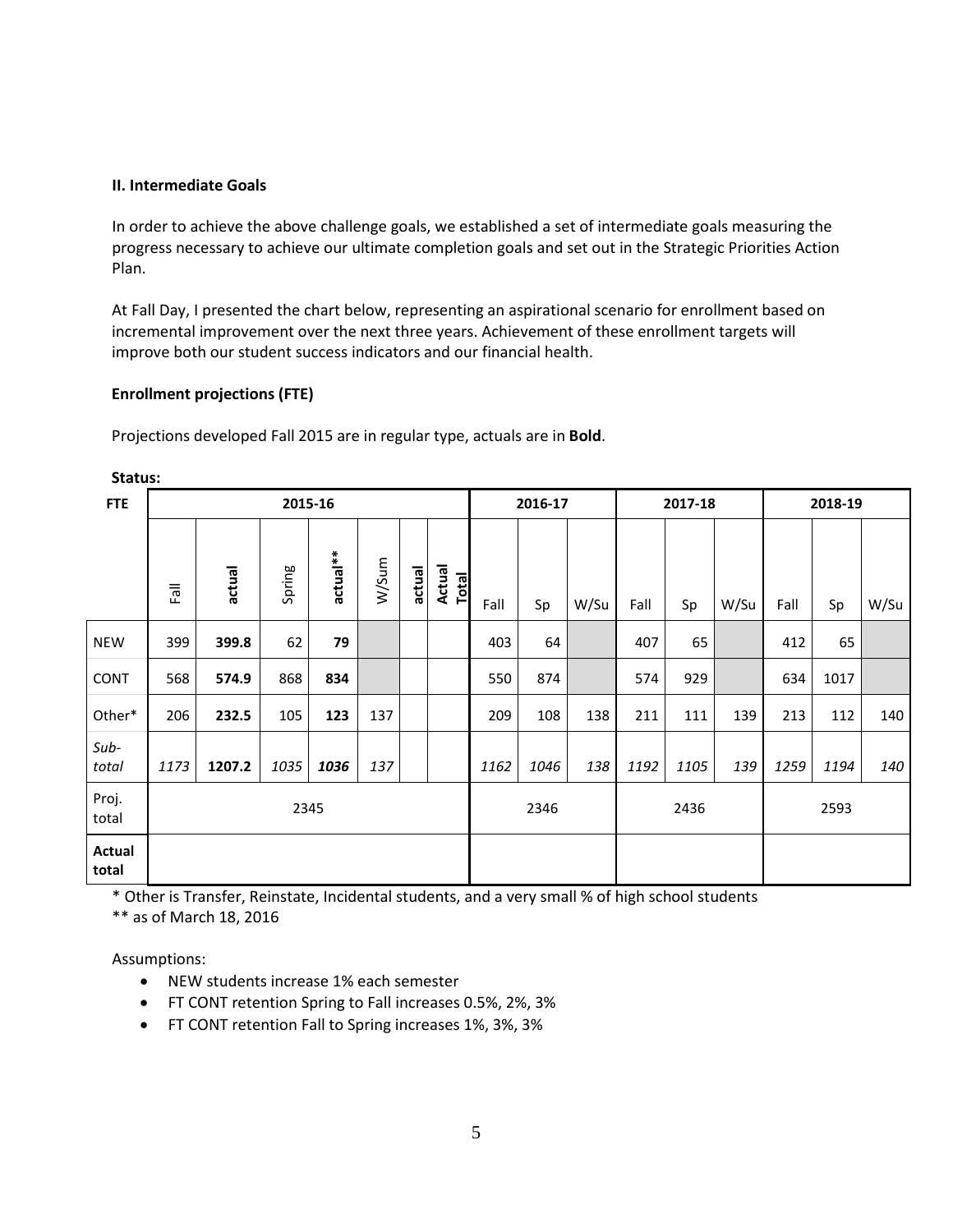**II. Intermediate Goals**

In order to achieve the above challenge goals, we established a set of intermediate goals measuring the progress necessary to achieve our ultimate completion goals and set out in the Strategic Priorities Action Plan.

At Fall Day, I presented the chart below, representing an aspirational scenario for enrollment based on incremental improvement over the next three years. Achievement of these enrollment targets will improve both our student success indicators and our financial health.

**Enrollment projections (FTE)**

Projections developed Fall 2015 are in regular type, actuals are in **Bold**.

**Status:**

| FTE | 2015-16 | | | | | | | 2016-17 | | | 2017-18 | | | 2018-19 | | |
|---|---|---|---|---|---|---|---|---|---|---|---|---|---|---|---|---|
| | Fall | **actual** | Spring | **actual\*\*** | W/Sum | **actual** | **Actual Total** | Fall | Sp | W/Su | Fall | Sp | W/Su | Fall | Sp | W/Su |
| NEW | 399 | **399.8** | 62 | **79** | | | | 403 | 64 | | 407 | 65 | | 412 | 65 | |
| CONT | 568 | **574.9** | 868 | **834** | | | | 550 | 874 | | 574 | 929 | | 634 | 1017 | |
| Other* | 206 | **232.5** | 105 | **123** | 137 | | | 209 | 108 | 138 | 211 | 111 | 139 | 213 | 112 | 140 |
| *Sub-total* | *1173* | **1207.2** | *1035* | ***1036*** | *137* | | | *1162* | *1046* | *138* | *1192* | *1105* | *139* | *1259* | *1194* | *140* |
| Proj. total | 2345 | | | | | | | 2346 | | | 2436 | | | 2593 | | |
| **Actual total** | | | | | | | | | | | | | | | | |

\* Other is Transfer, Reinstate, Incidental students, and a very small % of high school students

\*\* as of March 18, 2016

Assumptions:

- NEW students increase 1% each semester
- FT CONT retention Spring to Fall increases 0.5%, 2%, 3%
- FT CONT retention Fall to Spring increases 1%, 3%, 3%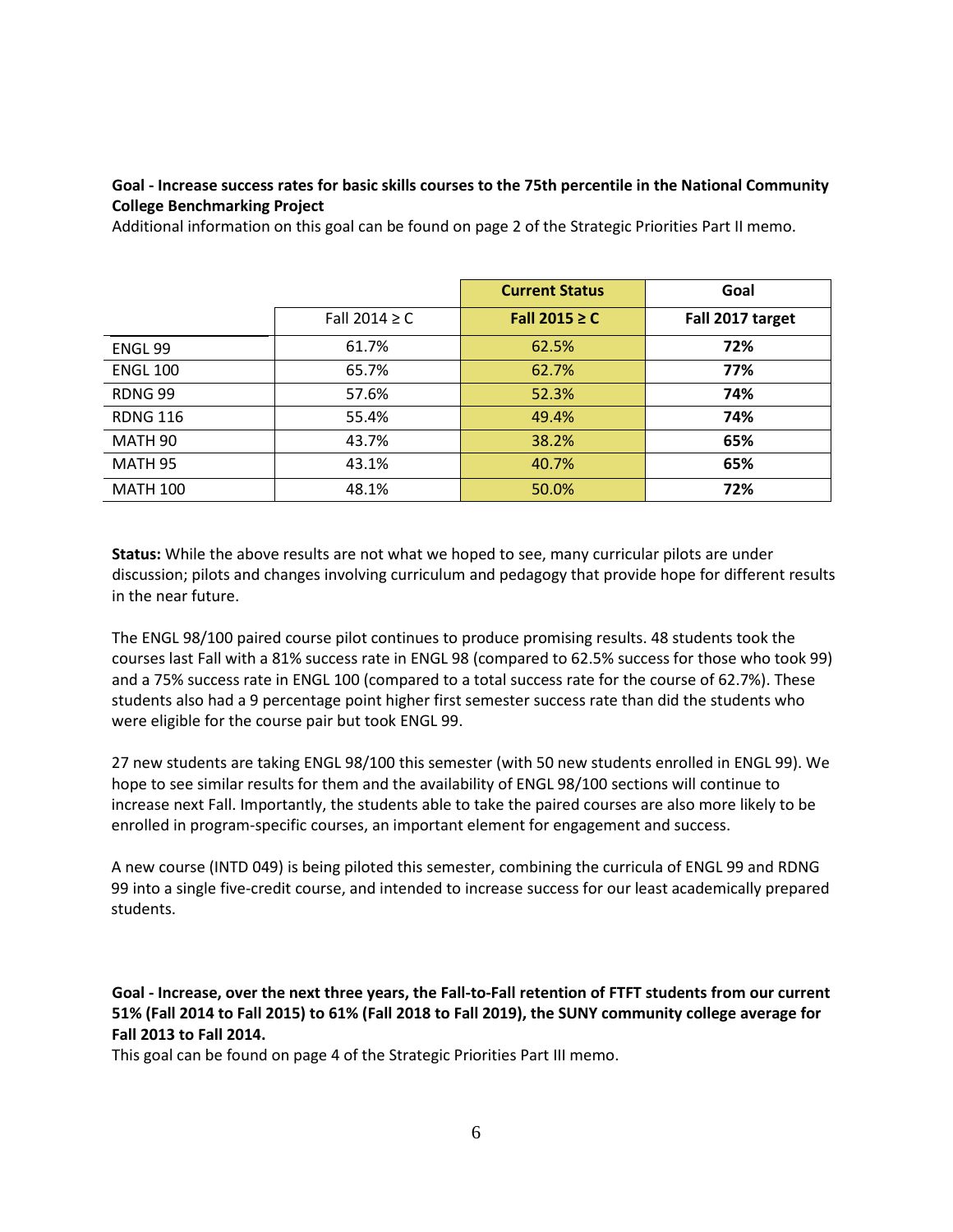**Goal - Increase success rates for basic skills courses to the 75th percentile in the National Community College Benchmarking Project**

Additional information on this goal can be found on page 2 of the Strategic Priorities Part II memo.

| | | **Current Status** | **Goal** |
|---|---|---|---|
| | Fall 2014 ≥ C | **Fall 2015 ≥ C** | **Fall 2017 target** |
| ENGL 99 | 61.7% | 62.5% | **72%** |
| ENGL 100 | 65.7% | 62.7% | **77%** |
| RDNG 99 | 57.6% | 52.3% | **74%** |
| RDNG 116 | 55.4% | 49.4% | **74%** |
| MATH 90 | 43.7% | 38.2% | **65%** |
| MATH 95 | 43.1% | 40.7% | **65%** |
| MATH 100 | 48.1% | 50.0% | **72%** |

**Status:** While the above results are not what we hoped to see, many curricular pilots are under discussion; pilots and changes involving curriculum and pedagogy that provide hope for different results in the near future.

The ENGL 98/100 paired course pilot continues to produce promising results. 48 students took the courses last Fall with a 81% success rate in ENGL 98 (compared to 62.5% success for those who took 99) and a 75% success rate in ENGL 100 (compared to a total success rate for the course of 62.7%). These students also had a 9 percentage point higher first semester success rate than did the students who were eligible for the course pair but took ENGL 99.

27 new students are taking ENGL 98/100 this semester (with 50 new students enrolled in ENGL 99). We hope to see similar results for them and the availability of ENGL 98/100 sections will continue to increase next Fall. Importantly, the students able to take the paired courses are also more likely to be enrolled in program-specific courses, an important element for engagement and success.

A new course (INTD 049) is being piloted this semester, combining the curricula of ENGL 99 and RDNG 99 into a single five-credit course, and intended to increase success for our least academically prepared students.

**Goal - Increase, over the next three years, the Fall-to-Fall retention of FTFT students from our current 51% (Fall 2014 to Fall 2015) to 61% (Fall 2018 to Fall 2019), the SUNY community college average for Fall 2013 to Fall 2014.**

This goal can be found on page 4 of the Strategic Priorities Part III memo.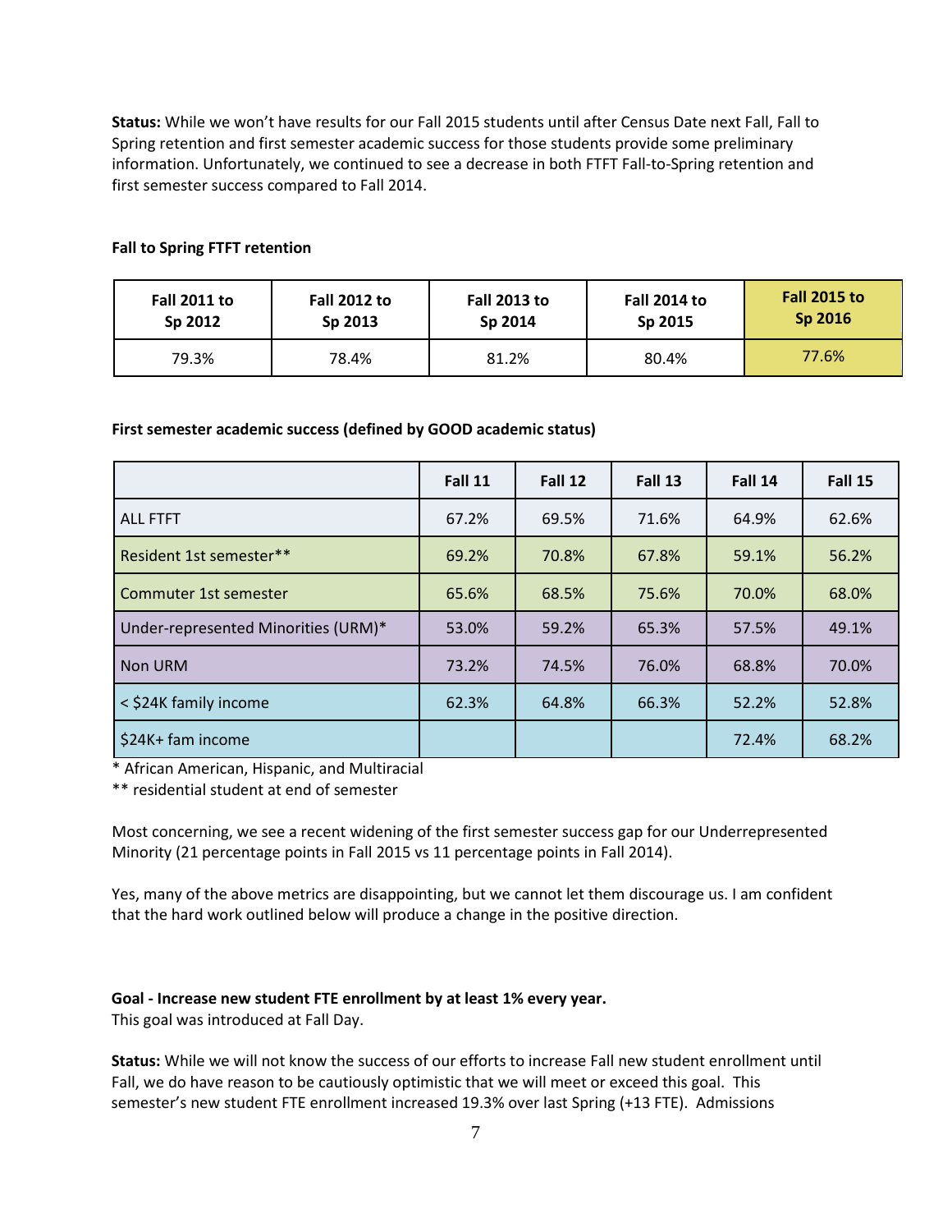**Status:** While we won't have results for our Fall 2015 students until after Census Date next Fall, Fall to Spring retention and first semester academic success for those students provide some preliminary information. Unfortunately, we continued to see a decrease in both FTFT Fall-to-Spring retention and first semester success compared to Fall 2014.

**Fall to Spring FTFT retention**

| Fall 2011 to Sp 2012 | Fall 2012 to Sp 2013 | Fall 2013 to Sp 2014 | Fall 2014 to Sp 2015 | Fall 2015 to Sp 2016 |
|---|---|---|---|---|
| 79.3% | 78.4% | 81.2% | 80.4% | 77.6% |

**First semester academic success (defined by GOOD academic status)**

| | Fall 11 | Fall 12 | Fall 13 | Fall 14 | Fall 15 |
|---|---|---|---|---|---|
| ALL FTFT | 67.2% | 69.5% | 71.6% | 64.9% | 62.6% |
| Resident 1st semester** | 69.2% | 70.8% | 67.8% | 59.1% | 56.2% |
| Commuter 1st semester | 65.6% | 68.5% | 75.6% | 70.0% | 68.0% |
| Under-represented Minorities (URM)* | 53.0% | 59.2% | 65.3% | 57.5% | 49.1% |
| Non URM | 73.2% | 74.5% | 76.0% | 68.8% | 70.0% |
| < $24K family income | 62.3% | 64.8% | 66.3% | 52.2% | 52.8% |
| $24K+ fam income | | | | 72.4% | 68.2% |

\* African American, Hispanic, and Multiracial

\*\* residential student at end of semester

Most concerning, we see a recent widening of the first semester success gap for our Underrepresented Minority (21 percentage points in Fall 2015 vs 11 percentage points in Fall 2014).

Yes, many of the above metrics are disappointing, but we cannot let them discourage us. I am confident that the hard work outlined below will produce a change in the positive direction.

**Goal - Increase new student FTE enrollment by at least 1% every year.**
This goal was introduced at Fall Day.

**Status:** While we will not know the success of our efforts to increase Fall new student enrollment until Fall, we do have reason to be cautiously optimistic that we will meet or exceed this goal. This semester's new student FTE enrollment increased 19.3% over last Spring (+13 FTE). Admissions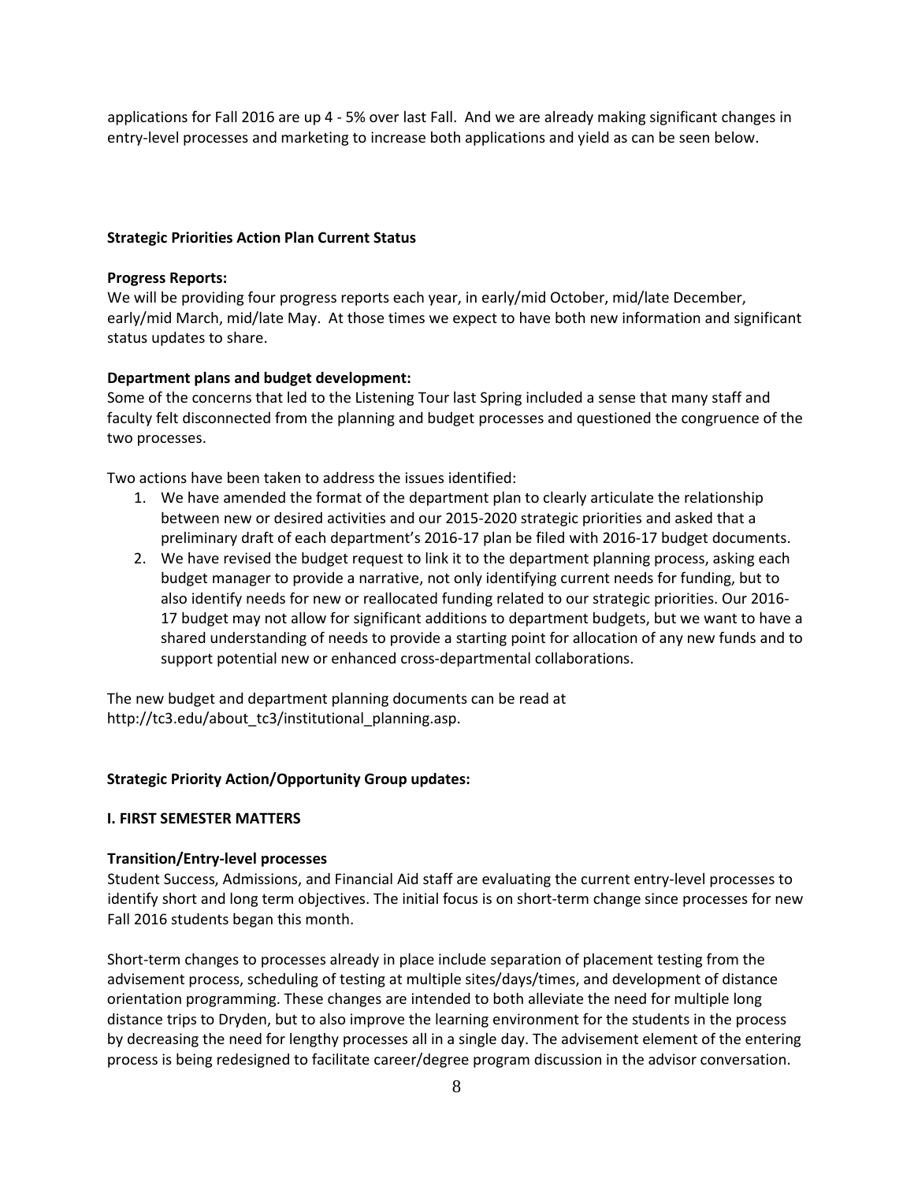applications for Fall 2016 are up 4 - 5% over last Fall. And we are already making significant changes in entry-level processes and marketing to increase both applications and yield as can be seen below.

**Strategic Priorities Action Plan Current Status**

**Progress Reports:**
We will be providing four progress reports each year, in early/mid October, mid/late December, early/mid March, mid/late May. At those times we expect to have both new information and significant status updates to share.

**Department plans and budget development:**
Some of the concerns that led to the Listening Tour last Spring included a sense that many staff and faculty felt disconnected from the planning and budget processes and questioned the congruence of the two processes.

Two actions have been taken to address the issues identified:

1. We have amended the format of the department plan to clearly articulate the relationship between new or desired activities and our 2015-2020 strategic priorities and asked that a preliminary draft of each department's 2016-17 plan be filed with 2016-17 budget documents.
2. We have revised the budget request to link it to the department planning process, asking each budget manager to provide a narrative, not only identifying current needs for funding, but to also identify needs for new or reallocated funding related to our strategic priorities. Our 2016-17 budget may not allow for significant additions to department budgets, but we want to have a shared understanding of needs to provide a starting point for allocation of any new funds and to support potential new or enhanced cross-departmental collaborations.

The new budget and department planning documents can be read at http://tc3.edu/about_tc3/institutional_planning.asp.

**Strategic Priority Action/Opportunity Group updates:**

**I. FIRST SEMESTER MATTERS**

**Transition/Entry-level processes**
Student Success, Admissions, and Financial Aid staff are evaluating the current entry-level processes to identify short and long term objectives. The initial focus is on short-term change since processes for new Fall 2016 students began this month.

Short-term changes to processes already in place include separation of placement testing from the advisement process, scheduling of testing at multiple sites/days/times, and development of distance orientation programming. These changes are intended to both alleviate the need for multiple long distance trips to Dryden, but to also improve the learning environment for the students in the process by decreasing the need for lengthy processes all in a single day. The advisement element of the entering process is being redesigned to facilitate career/degree program discussion in the advisor conversation.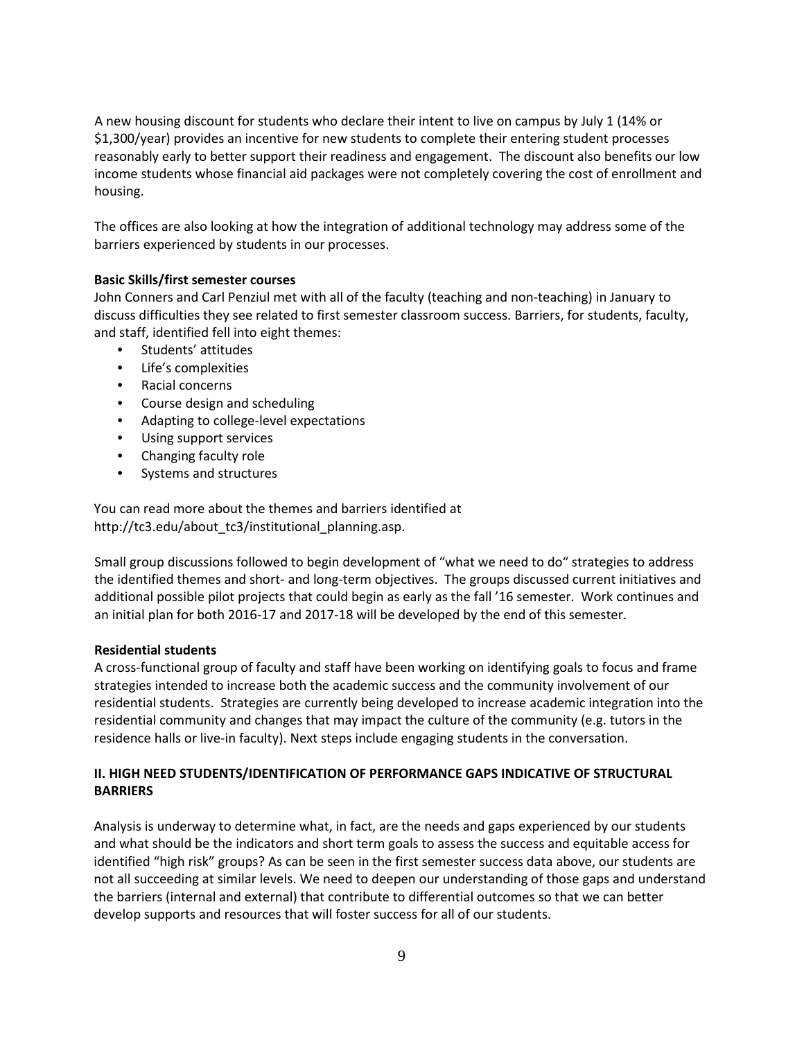A new housing discount for students who declare their intent to live on campus by July 1 (14% or $1,300/year) provides an incentive for new students to complete their entering student processes reasonably early to better support their readiness and engagement. The discount also benefits our low income students whose financial aid packages were not completely covering the cost of enrollment and housing.

The offices are also looking at how the integration of additional technology may address some of the barriers experienced by students in our processes.

**Basic Skills/first semester courses**

John Conners and Carl Penziul met with all of the faculty (teaching and non-teaching) in January to discuss difficulties they see related to first semester classroom success. Barriers, for students, faculty, and staff, identified fell into eight themes:

- Students' attitudes
- Life's complexities
- Racial concerns
- Course design and scheduling
- Adapting to college-level expectations
- Using support services
- Changing faculty role
- Systems and structures

You can read more about the themes and barriers identified at http://tc3.edu/about_tc3/institutional_planning.asp.

Small group discussions followed to begin development of "what we need to do" strategies to address the identified themes and short- and long-term objectives. The groups discussed current initiatives and additional possible pilot projects that could begin as early as the fall '16 semester. Work continues and an initial plan for both 2016-17 and 2017-18 will be developed by the end of this semester.

**Residential students**

A cross-functional group of faculty and staff have been working on identifying goals to focus and frame strategies intended to increase both the academic success and the community involvement of our residential students. Strategies are currently being developed to increase academic integration into the residential community and changes that may impact the culture of the community (e.g. tutors in the residence halls or live-in faculty). Next steps include engaging students in the conversation.

## II. HIGH NEED STUDENTS/IDENTIFICATION OF PERFORMANCE GAPS INDICATIVE OF STRUCTURAL BARRIERS

Analysis is underway to determine what, in fact, are the needs and gaps experienced by our students and what should be the indicators and short term goals to assess the success and equitable access for identified "high risk" groups? As can be seen in the first semester success data above, our students are not all succeeding at similar levels. We need to deepen our understanding of those gaps and understand the barriers (internal and external) that contribute to differential outcomes so that we can better develop supports and resources that will foster success for all of our students.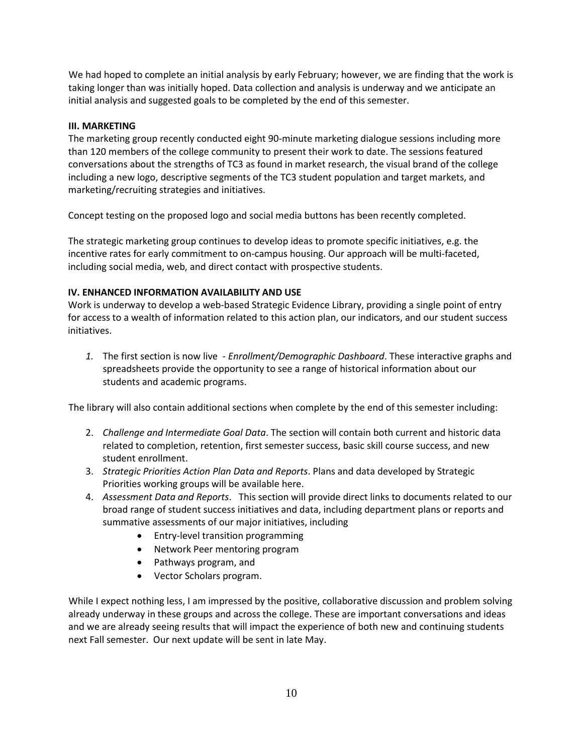We had hoped to complete an initial analysis by early February; however, we are finding that the work is taking longer than was initially hoped. Data collection and analysis is underway and we anticipate an initial analysis and suggested goals to be completed by the end of this semester.

**III. MARKETING**

The marketing group recently conducted eight 90-minute marketing dialogue sessions including more than 120 members of the college community to present their work to date. The sessions featured conversations about the strengths of TC3 as found in market research, the visual brand of the college including a new logo, descriptive segments of the TC3 student population and target markets, and marketing/recruiting strategies and initiatives.

Concept testing on the proposed logo and social media buttons has been recently completed.

The strategic marketing group continues to develop ideas to promote specific initiatives, e.g. the incentive rates for early commitment to on-campus housing. Our approach will be multi-faceted, including social media, web, and direct contact with prospective students.

**IV. ENHANCED INFORMATION AVAILABILITY AND USE**

Work is underway to develop a web-based Strategic Evidence Library, providing a single point of entry for access to a wealth of information related to this action plan, our indicators, and our student success initiatives.

1. The first section is now live - *Enrollment/Demographic Dashboard*. These interactive graphs and spreadsheets provide the opportunity to see a range of historical information about our students and academic programs.

The library will also contain additional sections when complete by the end of this semester including:

2. *Challenge and Intermediate Goal Data*. The section will contain both current and historic data related to completion, retention, first semester success, basic skill course success, and new student enrollment.
3. *Strategic Priorities Action Plan Data and Reports*. Plans and data developed by Strategic Priorities working groups will be available here.
4. *Assessment Data and Reports*. This section will provide direct links to documents related to our broad range of student success initiatives and data, including department plans or reports and summative assessments of our major initiatives, including
   - Entry-level transition programming
   - Network Peer mentoring program
   - Pathways program, and
   - Vector Scholars program.

While I expect nothing less, I am impressed by the positive, collaborative discussion and problem solving already underway in these groups and across the college. These are important conversations and ideas and we are already seeing results that will impact the experience of both new and continuing students next Fall semester. Our next update will be sent in late May.